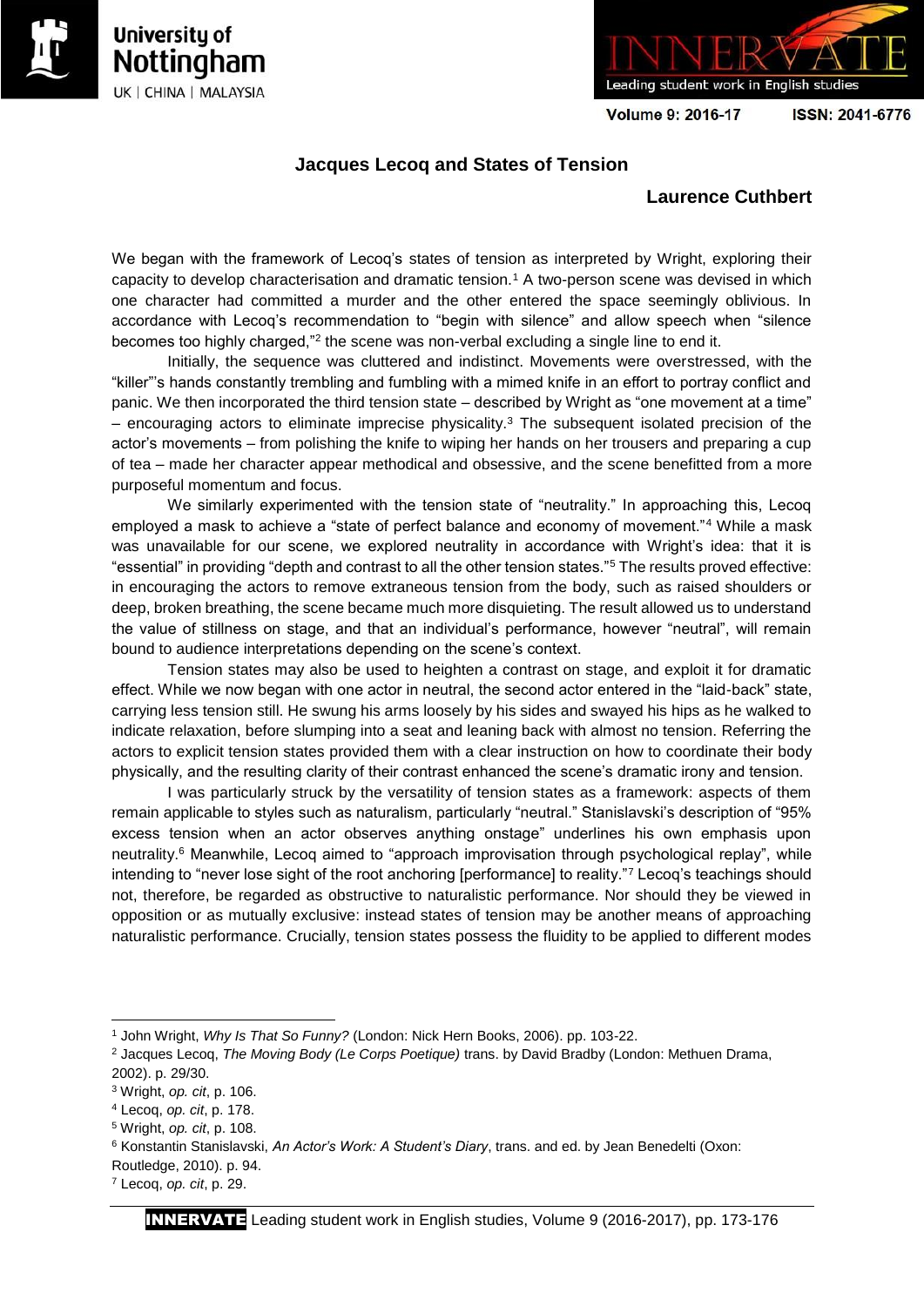# Jacques Lecoq and States of Tension

**Laurence Cuthbert**

We began with the framework of Lecoq's states of tension as interpreted by Wright, exploring their capacity to develop characterisation and dramatic tension.[1] A two-person scene was devised in which one character had committed a murder and the other entered the space seemingly oblivious. In accordance with Lecoq's recommendation to "begin with silence" and allow speech when "silence becomes too highly charged,"[2] the scene was non-verbal excluding a single line to end it.

Initially, the sequence was cluttered and indistinct. Movements were overstressed, with the "killer"'s hands constantly trembling and fumbling with a mimed knife in an effort to portray conflict and panic. We then incorporated the third tension state – described by Wright as "one movement at a time" – encouraging actors to eliminate imprecise physicality.[3] The subsequent isolated precision of the actor's movements – from polishing the knife to wiping her hands on her trousers and preparing a cup of tea – made her character appear methodical and obsessive, and the scene benefitted from a more purposeful momentum and focus.

We similarly experimented with the tension state of "neutrality." In approaching this, Lecoq employed a mask to achieve a "state of perfect balance and economy of movement."[4] While a mask was unavailable for our scene, we explored neutrality in accordance with Wright's idea: that it is "essential" in providing "depth and contrast to all the other tension states."[5] The results proved effective: in encouraging the actors to remove extraneous tension from the body, such as raised shoulders or deep, broken breathing, the scene became much more disquieting. The result allowed us to understand the value of stillness on stage, and that an individual's performance, however "neutral", will remain bound to audience interpretations depending on the scene's context.

Tension states may also be used to heighten a contrast on stage, and exploit it for dramatic effect. While we now began with one actor in neutral, the second actor entered in the "laid-back" state, carrying less tension still. He swung his arms loosely by his sides and swayed his hips as he walked to indicate relaxation, before slumping into a seat and leaning back with almost no tension. Referring the actors to explicit tension states provided them with a clear instruction on how to coordinate their body physically, and the resulting clarity of their contrast enhanced the scene's dramatic irony and tension.

I was particularly struck by the versatility of tension states as a framework: aspects of them remain applicable to styles such as naturalism, particularly "neutral." Stanislavski's description of "95% excess tension when an actor observes anything onstage" underlines his own emphasis upon neutrality.[6] Meanwhile, Lecoq aimed to "approach improvisation through psychological replay", while intending to "never lose sight of the root anchoring [performance] to reality."[7] Lecoq's teachings should not, therefore, be regarded as obstructive to naturalistic performance. Nor should they be viewed in opposition or as mutually exclusive: instead states of tension may be another means of approaching naturalistic performance. Crucially, tension states possess the fluidity to be applied to different modes

---

[1] John Wright, *Why Is That So Funny?* (London: Nick Hern Books, 2006). pp. 103-22.

[2] Jacques Lecoq, *The Moving Body (Le Corps Poetique)* trans. by David Bradby (London: Methuen Drama, 2002). p. 29/30.

[3] Wright, *op. cit*, p. 106.

[4] Lecoq, *op. cit*, p. 178.

[5] Wright, *op. cit*, p. 108.

[6] Konstantin Stanislavski, *An Actor's Work: A Student's Diary*, trans. and ed. by Jean Benedelti (Oxon: Routledge, 2010). p. 94.

[7] Lecoq, *op. cit*, p. 29.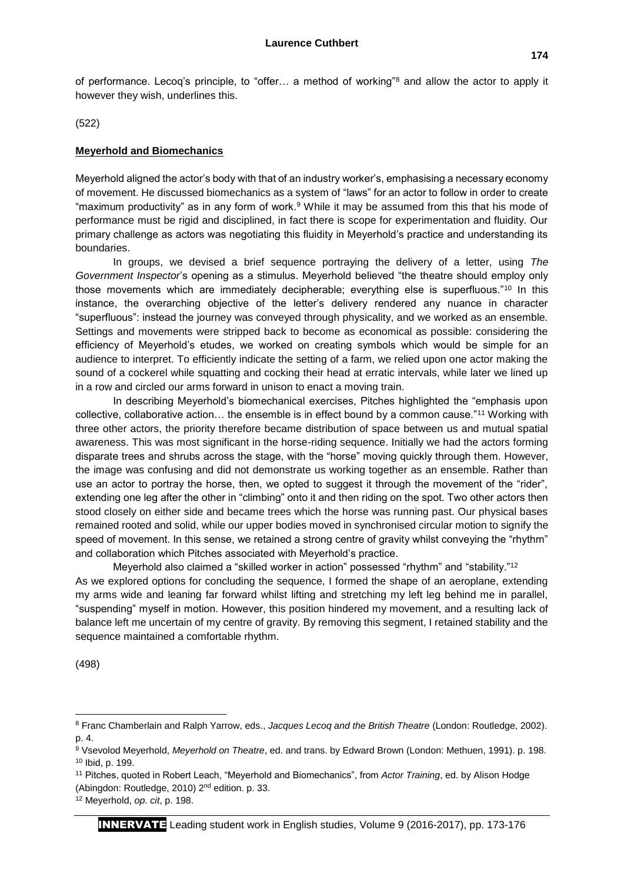of performance. Lecoq's principle, to "offer… a method of working"[8] and allow the actor to apply it however they wish, underlines this.

(522)

## **Meyerhold and Biomechanics**

Meyerhold aligned the actor's body with that of an industry worker's, emphasising a necessary economy of movement. He discussed biomechanics as a system of "laws" for an actor to follow in order to create "maximum productivity" as in any form of work.[9] While it may be assumed from this that his mode of performance must be rigid and disciplined, in fact there is scope for experimentation and fluidity. Our primary challenge as actors was negotiating this fluidity in Meyerhold's practice and understanding its boundaries.

In groups, we devised a brief sequence portraying the delivery of a letter, using *The Government Inspector*'s opening as a stimulus. Meyerhold believed "the theatre should employ only those movements which are immediately decipherable; everything else is superfluous."[10] In this instance, the overarching objective of the letter's delivery rendered any nuance in character "superfluous": instead the journey was conveyed through physicality, and we worked as an ensemble. Settings and movements were stripped back to become as economical as possible: considering the efficiency of Meyerhold's etudes, we worked on creating symbols which would be simple for an audience to interpret. To efficiently indicate the setting of a farm, we relied upon one actor making the sound of a cockerel while squatting and cocking their head at erratic intervals, while later we lined up in a row and circled our arms forward in unison to enact a moving train.

In describing Meyerhold's biomechanical exercises, Pitches highlighted the "emphasis upon collective, collaborative action… the ensemble is in effect bound by a common cause."[11] Working with three other actors, the priority therefore became distribution of space between us and mutual spatial awareness. This was most significant in the horse-riding sequence. Initially we had the actors forming disparate trees and shrubs across the stage, with the "horse" moving quickly through them. However, the image was confusing and did not demonstrate us working together as an ensemble. Rather than use an actor to portray the horse, then, we opted to suggest it through the movement of the "rider", extending one leg after the other in "climbing" onto it and then riding on the spot. Two other actors then stood closely on either side and became trees which the horse was running past. Our physical bases remained rooted and solid, while our upper bodies moved in synchronised circular motion to signify the speed of movement. In this sense, we retained a strong centre of gravity whilst conveying the "rhythm" and collaboration which Pitches associated with Meyerhold's practice.

Meyerhold also claimed a "skilled worker in action" possessed "rhythm" and "stability."[12]
As we explored options for concluding the sequence, I formed the shape of an aeroplane, extending my arms wide and leaning far forward whilst lifting and stretching my left leg behind me in parallel, "suspending" myself in motion. However, this position hindered my movement, and a resulting lack of balance left me uncertain of my centre of gravity. By removing this segment, I retained stability and the sequence maintained a comfortable rhythm.

(498)

---

[8] Franc Chamberlain and Ralph Yarrow, eds., *Jacques Lecoq and the British Theatre* (London: Routledge, 2002). p. 4.

[9] Vsevolod Meyerhold, *Meyerhold on Theatre*, ed. and trans. by Edward Brown (London: Methuen, 1991). p. 198.

[10] Ibid, p. 199.

[11] Pitches, quoted in Robert Leach, "Meyerhold and Biomechanics", from *Actor Training*, ed. by Alison Hodge (Abingdon: Routledge, 2010) 2nd edition. p. 33.

[12] Meyerhold, *op. cit*, p. 198.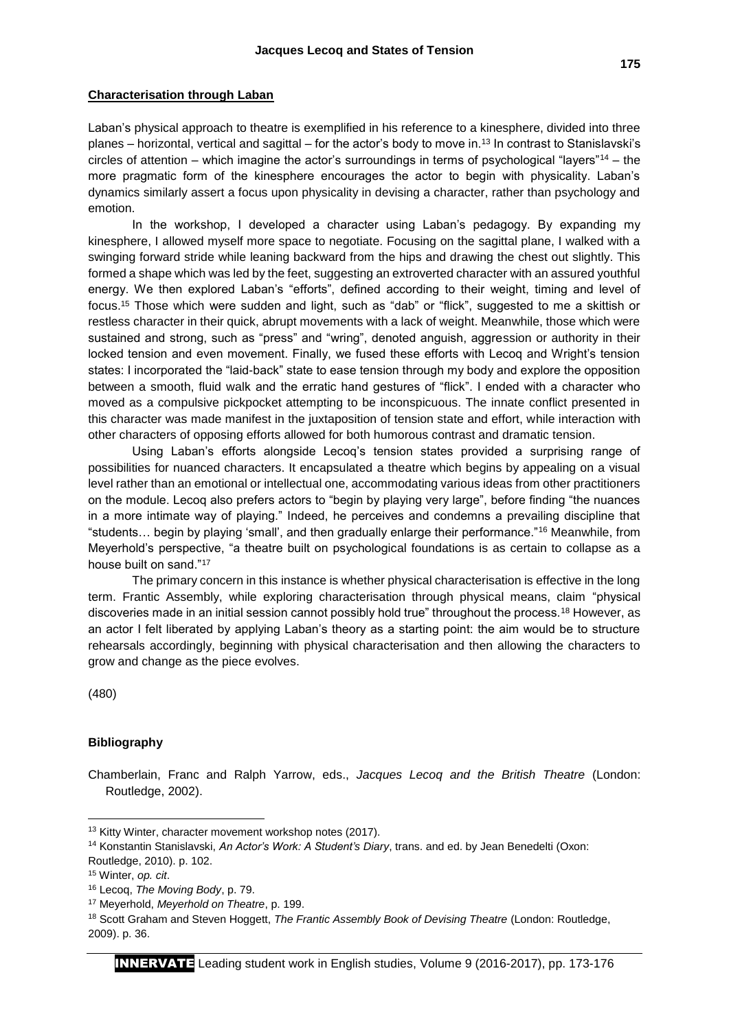## Characterisation through Laban

Laban's physical approach to theatre is exemplified in his reference to a kinesphere, divided into three planes – horizontal, vertical and sagittal – for the actor's body to move in.[13] In contrast to Stanislavski's circles of attention – which imagine the actor's surroundings in terms of psychological "layers"[14] – the more pragmatic form of the kinesphere encourages the actor to begin with physicality. Laban's dynamics similarly assert a focus upon physicality in devising a character, rather than psychology and emotion.

In the workshop, I developed a character using Laban's pedagogy. By expanding my kinesphere, I allowed myself more space to negotiate. Focusing on the sagittal plane, I walked with a swinging forward stride while leaning backward from the hips and drawing the chest out slightly. This formed a shape which was led by the feet, suggesting an extroverted character with an assured youthful energy. We then explored Laban's "efforts", defined according to their weight, timing and level of focus.[15] Those which were sudden and light, such as "dab" or "flick", suggested to me a skittish or restless character in their quick, abrupt movements with a lack of weight. Meanwhile, those which were sustained and strong, such as "press" and "wring", denoted anguish, aggression or authority in their locked tension and even movement. Finally, we fused these efforts with Lecoq and Wright's tension states: I incorporated the "laid-back" state to ease tension through my body and explore the opposition between a smooth, fluid walk and the erratic hand gestures of "flick". I ended with a character who moved as a compulsive pickpocket attempting to be inconspicuous. The innate conflict presented in this character was made manifest in the juxtaposition of tension state and effort, while interaction with other characters of opposing efforts allowed for both humorous contrast and dramatic tension.

Using Laban's efforts alongside Lecoq's tension states provided a surprising range of possibilities for nuanced characters. It encapsulated a theatre which begins by appealing on a visual level rather than an emotional or intellectual one, accommodating various ideas from other practitioners on the module. Lecoq also prefers actors to "begin by playing very large", before finding "the nuances in a more intimate way of playing." Indeed, he perceives and condemns a prevailing discipline that "students… begin by playing 'small', and then gradually enlarge their performance."[16] Meanwhile, from Meyerhold's perspective, "a theatre built on psychological foundations is as certain to collapse as a house built on sand."[17]

The primary concern in this instance is whether physical characterisation is effective in the long term. Frantic Assembly, while exploring characterisation through physical means, claim "physical discoveries made in an initial session cannot possibly hold true" throughout the process.[18] However, as an actor I felt liberated by applying Laban's theory as a starting point: the aim would be to structure rehearsals accordingly, beginning with physical characterisation and then allowing the characters to grow and change as the piece evolves.

(480)

### Bibliography

Chamberlain, Franc and Ralph Yarrow, eds., *Jacques Lecoq and the British Theatre* (London: Routledge, 2002).

---

[13] Kitty Winter, character movement workshop notes (2017).

[14] Konstantin Stanislavski, *An Actor's Work: A Student's Diary*, trans. and ed. by Jean Benedelti (Oxon: Routledge, 2010). p. 102.

[15] Winter, *op. cit*.

[16] Lecoq, *The Moving Body*, p. 79.

[17] Meyerhold, *Meyerhold on Theatre*, p. 199.

[18] Scott Graham and Steven Hoggett, *The Frantic Assembly Book of Devising Theatre* (London: Routledge, 2009). p. 36.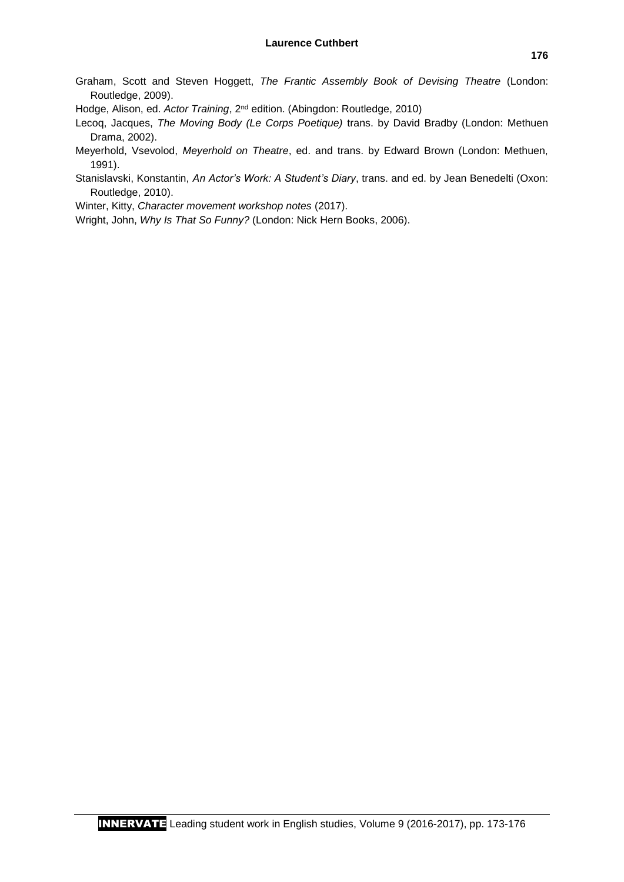Graham, Scott and Steven Hoggett, *The Frantic Assembly Book of Devising Theatre* (London: Routledge, 2009).

Hodge, Alison, ed. *Actor Training*, 2nd edition. (Abingdon: Routledge, 2010)

Lecoq, Jacques, *The Moving Body (Le Corps Poetique)* trans. by David Bradby (London: Methuen Drama, 2002).

Meyerhold, Vsevolod, *Meyerhold on Theatre*, ed. and trans. by Edward Brown (London: Methuen, 1991).

Stanislavski, Konstantin, *An Actor's Work: A Student's Diary*, trans. and ed. by Jean Benedelti (Oxon: Routledge, 2010).

Winter, Kitty, *Character movement workshop notes* (2017).

Wright, John, *Why Is That So Funny?* (London: Nick Hern Books, 2006).